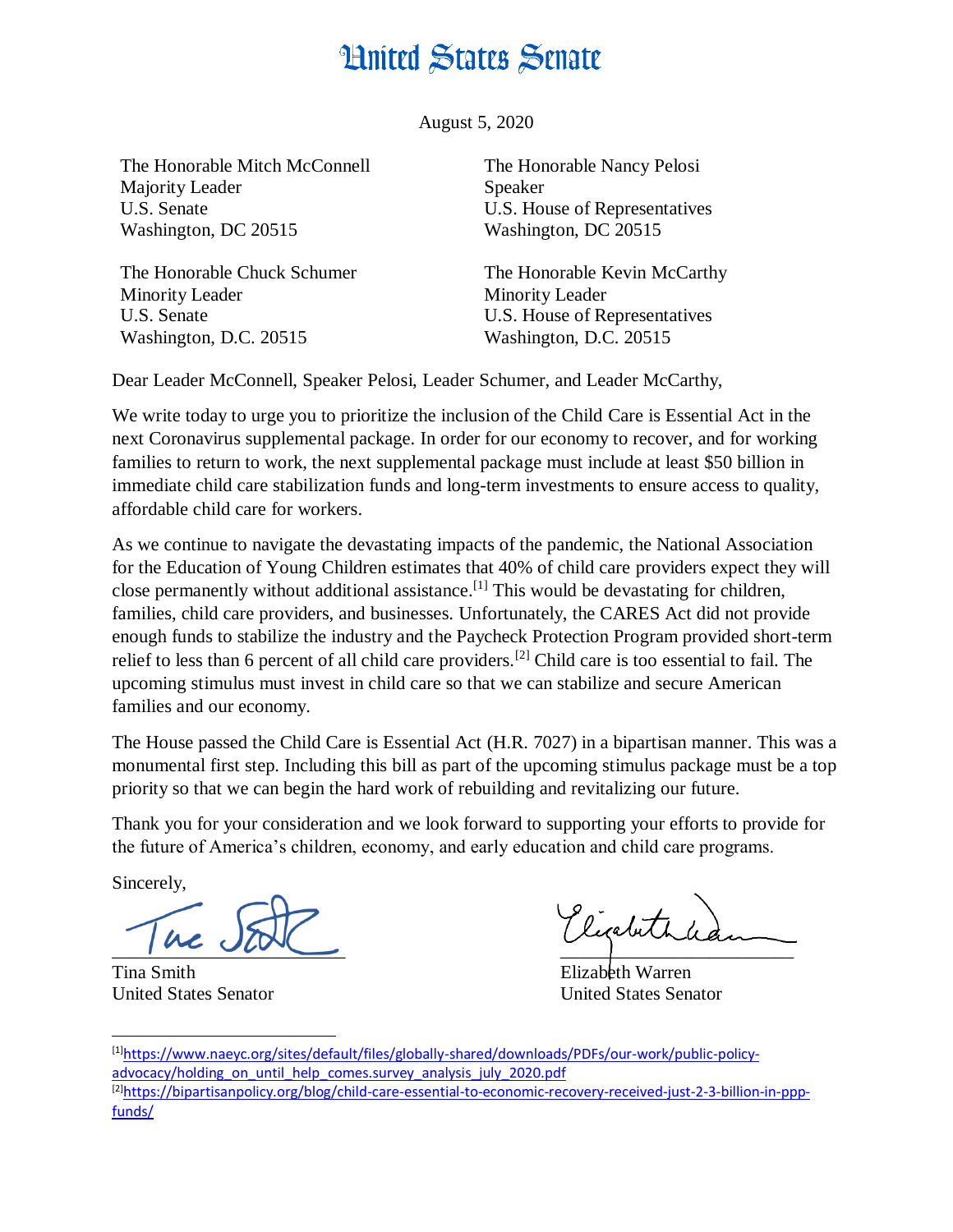# United States Senate

August 5, 2020

The Honorable Mitch McConnell
Majority Leader
U.S. Senate
Washington, DC 20515

The Honorable Nancy Pelosi
Speaker
U.S. House of Representatives
Washington, DC 20515

The Honorable Chuck Schumer
Minority Leader
U.S. Senate
Washington, D.C. 20515

The Honorable Kevin McCarthy
Minority Leader
U.S. House of Representatives
Washington, D.C. 20515

Dear Leader McConnell, Speaker Pelosi, Leader Schumer, and Leader McCarthy,

We write today to urge you to prioritize the inclusion of the Child Care is Essential Act in the next Coronavirus supplemental package. In order for our economy to recover, and for working families to return to work, the next supplemental package must include at least $50 billion in immediate child care stabilization funds and long-term investments to ensure access to quality, affordable child care for workers.

As we continue to navigate the devastating impacts of the pandemic, the National Association for the Education of Young Children estimates that 40% of child care providers expect they will close permanently without additional assistance.[1] This would be devastating for children, families, child care providers, and businesses. Unfortunately, the CARES Act did not provide enough funds to stabilize the industry and the Paycheck Protection Program provided short-term relief to less than 6 percent of all child care providers.[2] Child care is too essential to fail. The upcoming stimulus must invest in child care so that we can stabilize and secure American families and our economy.

The House passed the Child Care is Essential Act (H.R. 7027) in a bipartisan manner. This was a monumental first step. Including this bill as part of the upcoming stimulus package must be a top priority so that we can begin the hard work of rebuilding and revitalizing our future.

Thank you for your consideration and we look forward to supporting your efforts to provide for the future of America's children, economy, and early education and child care programs.

Sincerely,

Tina Smith
United States Senator

Elizabeth Warren
United States Senator

---

[1] https://www.naeyc.org/sites/default/files/globally-shared/downloads/PDFs/our-work/public-policy-advocacy/holding_on_until_help_comes.survey_analysis_july_2020.pdf

[2] https://bipartisanpolicy.org/blog/child-care-essential-to-economic-recovery-received-just-2-3-billion-in-ppp-funds/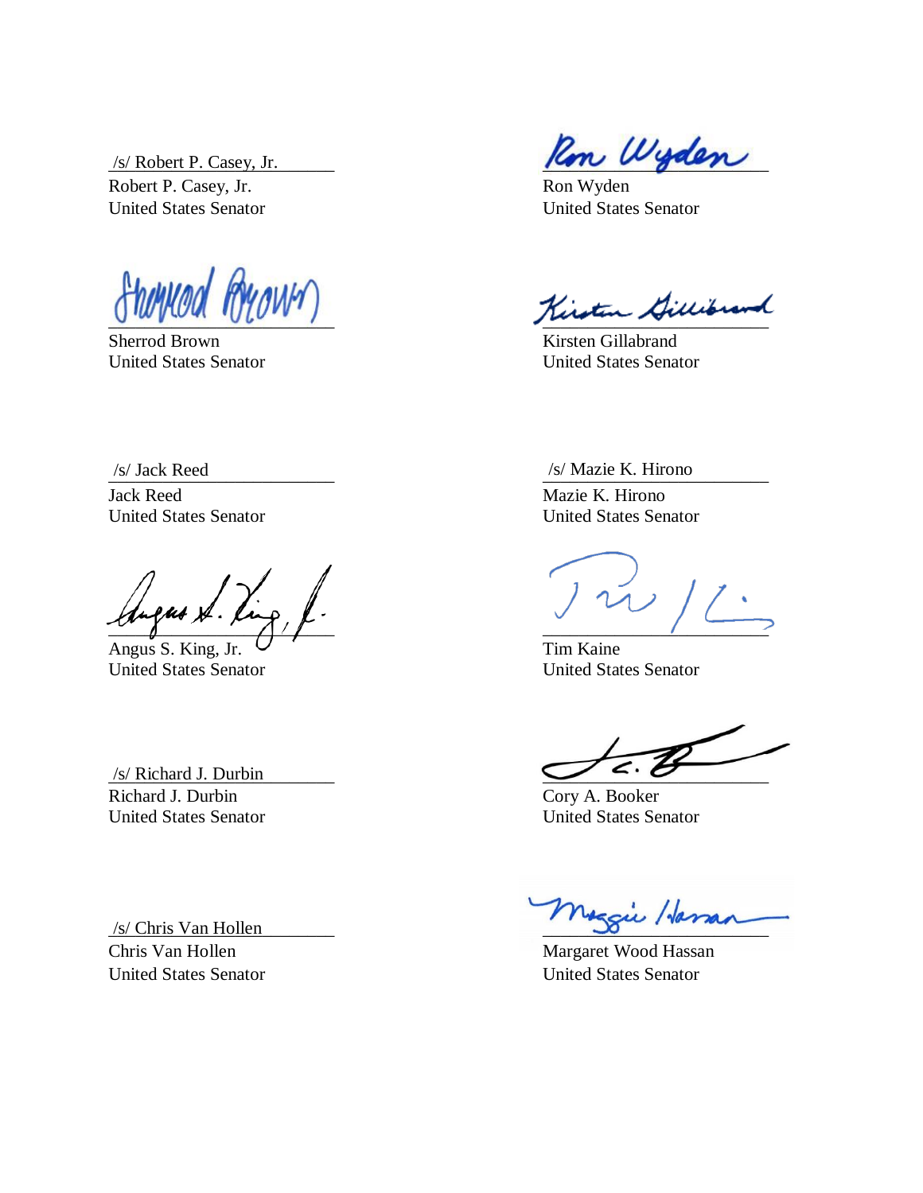/s/ Robert P. Casey, Jr.
Robert P. Casey, Jr.
United States Senator

Ron Wyden
United States Senator

Sherrod Brown
United States Senator

Kirsten Gillabrand
United States Senator

/s/ Jack Reed
Jack Reed
United States Senator

/s/ Mazie K. Hirono
Mazie K. Hirono
United States Senator

Angus S. King, Jr.
United States Senator

Tim Kaine
United States Senator

/s/ Richard J. Durbin
Richard J. Durbin
United States Senator

Cory A. Booker
United States Senator

/s/ Chris Van Hollen
Chris Van Hollen
United States Senator

Margaret Wood Hassan
United States Senator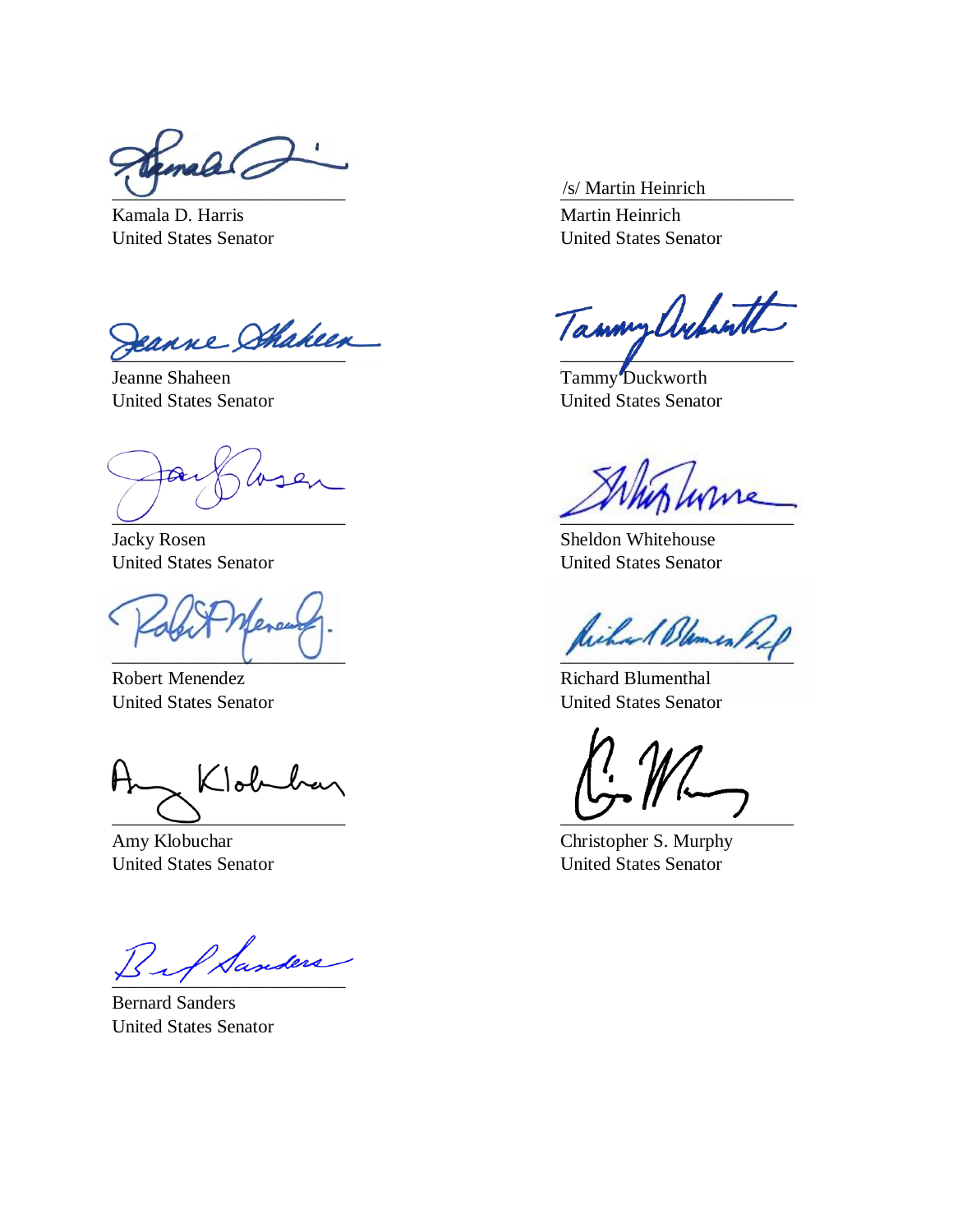Kamala D. Harris
United States Senator

/s/ Martin Heinrich
Martin Heinrich
United States Senator

Jeanne Shaheen
United States Senator

Tammy Duckworth
United States Senator

Jacky Rosen
United States Senator

Sheldon Whitehouse
United States Senator

Robert Menendez
United States Senator

Richard Blumenthal
United States Senator

Amy Klobuchar
United States Senator

Christopher S. Murphy
United States Senator

Bernard Sanders
United States Senator